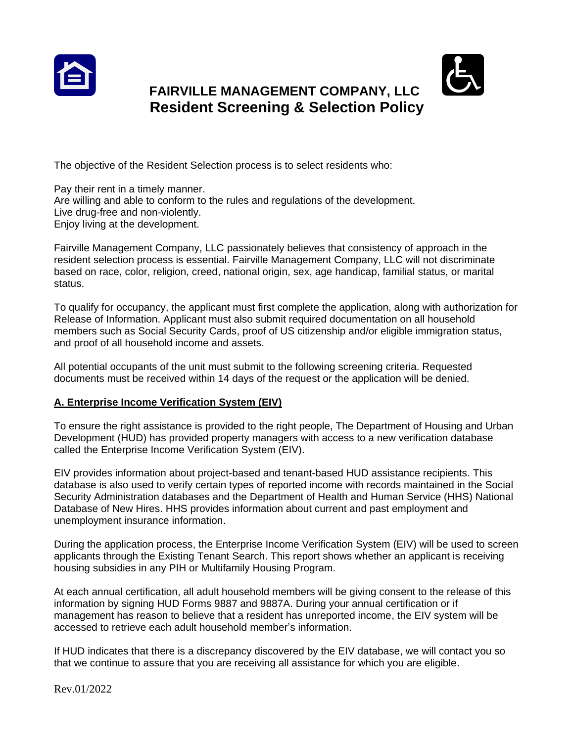# FAIRVILLE MANAGEMENT COMPANY, LLC

## Resident Screening & Selection Policy

The objective of the Resident Selection process is to select residents who:

Pay their rent in a timely manner.
Are willing and able to conform to the rules and regulations of the development.
Live drug-free and non-violently.
Enjoy living at the development.

Fairville Management Company, LLC passionately believes that consistency of approach in the resident selection process is essential. Fairville Management Company, LLC will not discriminate based on race, color, religion, creed, national origin, sex, age handicap, familial status, or marital status.

To qualify for occupancy, the applicant must first complete the application, along with authorization for Release of Information. Applicant must also submit required documentation on all household members such as Social Security Cards, proof of US citizenship and/or eligible immigration status, and proof of all household income and assets.

All potential occupants of the unit must submit to the following screening criteria. Requested documents must be received within 14 days of the request or the application will be denied.

### A. Enterprise Income Verification System (EIV)

To ensure the right assistance is provided to the right people, The Department of Housing and Urban Development (HUD) has provided property managers with access to a new verification database called the Enterprise Income Verification System (EIV).

EIV provides information about project-based and tenant-based HUD assistance recipients. This database is also used to verify certain types of reported income with records maintained in the Social Security Administration databases and the Department of Health and Human Service (HHS) National Database of New Hires. HHS provides information about current and past employment and unemployment insurance information.

During the application process, the Enterprise Income Verification System (EIV) will be used to screen applicants through the Existing Tenant Search. This report shows whether an applicant is receiving housing subsidies in any PIH or Multifamily Housing Program.

At each annual certification, all adult household members will be giving consent to the release of this information by signing HUD Forms 9887 and 9887A. During your annual certification or if management has reason to believe that a resident has unreported income, the EIV system will be accessed to retrieve each adult household member's information.

If HUD indicates that there is a discrepancy discovered by the EIV database, we will contact you so that we continue to assure that you are receiving all assistance for which you are eligible.

Rev.01/2022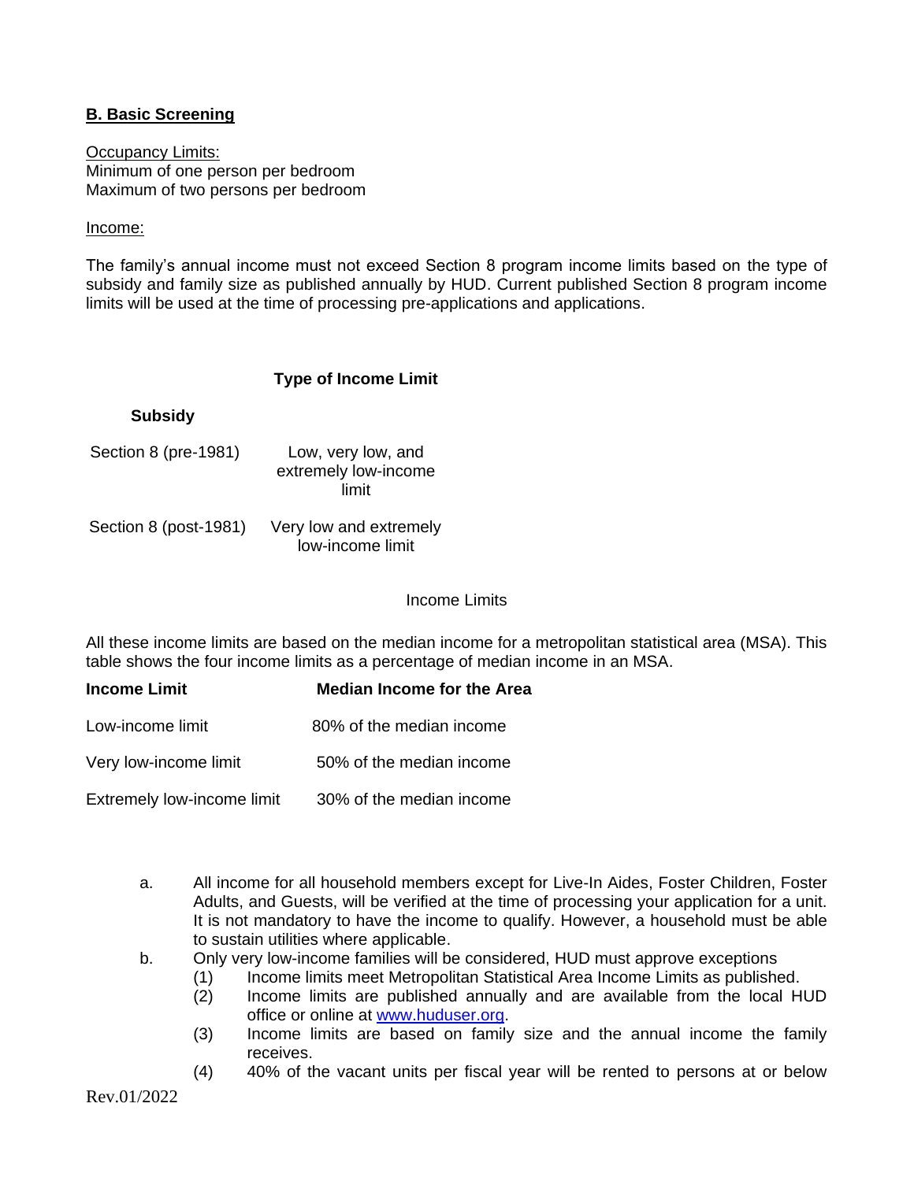## B. Basic Screening

Occupancy Limits:
Minimum of one person per bedroom
Maximum of two persons per bedroom

Income:

The family's annual income must not exceed Section 8 program income limits based on the type of subsidy and family size as published annually by HUD. Current published Section 8 program income limits will be used at the time of processing pre-applications and applications.

| Subsidy | Type of Income Limit |
|---|---|
| Section 8 (pre-1981) | Low, very low, and extremely low-income limit |
| Section 8 (post-1981) | Very low and extremely low-income limit |

Income Limits

All these income limits are based on the median income for a metropolitan statistical area (MSA). This table shows the four income limits as a percentage of median income in an MSA.

| Income Limit | Median Income for the Area |
|---|---|
| Low-income limit | 80% of the median income |
| Very low-income limit | 50% of the median income |
| Extremely low-income limit | 30% of the median income |

a. All income for all household members except for Live-In Aides, Foster Children, Foster Adults, and Guests, will be verified at the time of processing your application for a unit. It is not mandatory to have the income to qualify. However, a household must be able to sustain utilities where applicable.

b. Only very low-income families will be considered, HUD must approve exceptions
   (1) Income limits meet Metropolitan Statistical Area Income Limits as published.
   (2) Income limits are published annually and are available from the local HUD office or online at [www.huduser.org](http://www.huduser.org).
   (3) Income limits are based on family size and the annual income the family receives.
   (4) 40% of the vacant units per fiscal year will be rented to persons at or below

Rev.01/2022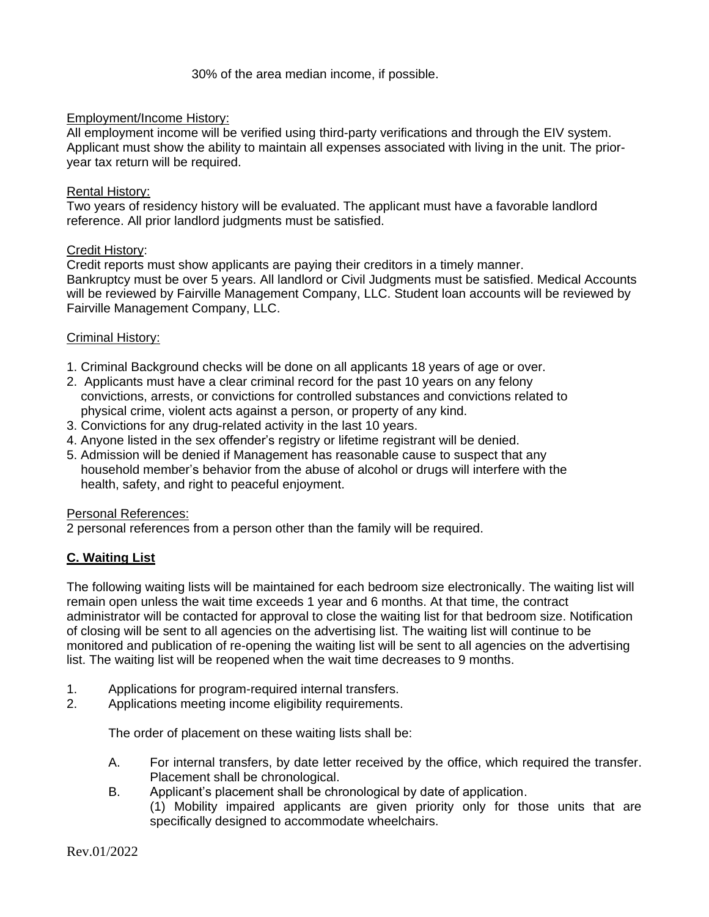30% of the area median income, if possible.

Employment/Income History:
All employment income will be verified using third-party verifications and through the EIV system. Applicant must show the ability to maintain all expenses associated with living in the unit. The prior-year tax return will be required.

Rental History:
Two years of residency history will be evaluated. The applicant must have a favorable landlord reference. All prior landlord judgments must be satisfied.

Credit History:
Credit reports must show applicants are paying their creditors in a timely manner.
Bankruptcy must be over 5 years. All landlord or Civil Judgments must be satisfied. Medical Accounts will be reviewed by Fairville Management Company, LLC. Student loan accounts will be reviewed by Fairville Management Company, LLC.

Criminal History:

1. Criminal Background checks will be done on all applicants 18 years of age or over.
2. Applicants must have a clear criminal record for the past 10 years on any felony convictions, arrests, or convictions for controlled substances and convictions related to physical crime, violent acts against a person, or property of any kind.
3. Convictions for any drug-related activity in the last 10 years.
4. Anyone listed in the sex offender's registry or lifetime registrant will be denied.
5. Admission will be denied if Management has reasonable cause to suspect that any household member's behavior from the abuse of alcohol or drugs will interfere with the health, safety, and right to peaceful enjoyment.

Personal References:
2 personal references from a person other than the family will be required.

## C. Waiting List

The following waiting lists will be maintained for each bedroom size electronically. The waiting list will remain open unless the wait time exceeds 1 year and 6 months. At that time, the contract administrator will be contacted for approval to close the waiting list for that bedroom size. Notification of closing will be sent to all agencies on the advertising list. The waiting list will continue to be monitored and publication of re-opening the waiting list will be sent to all agencies on the advertising list. The waiting list will be reopened when the wait time decreases to 9 months.

1. Applications for program-required internal transfers.
2. Applications meeting income eligibility requirements.

   The order of placement on these waiting lists shall be:

   A. For internal transfers, by date letter received by the office, which required the transfer. Placement shall be chronological.
   B. Applicant's placement shall be chronological by date of application.
      (1) Mobility impaired applicants are given priority only for those units that are specifically designed to accommodate wheelchairs.

Rev.01/2022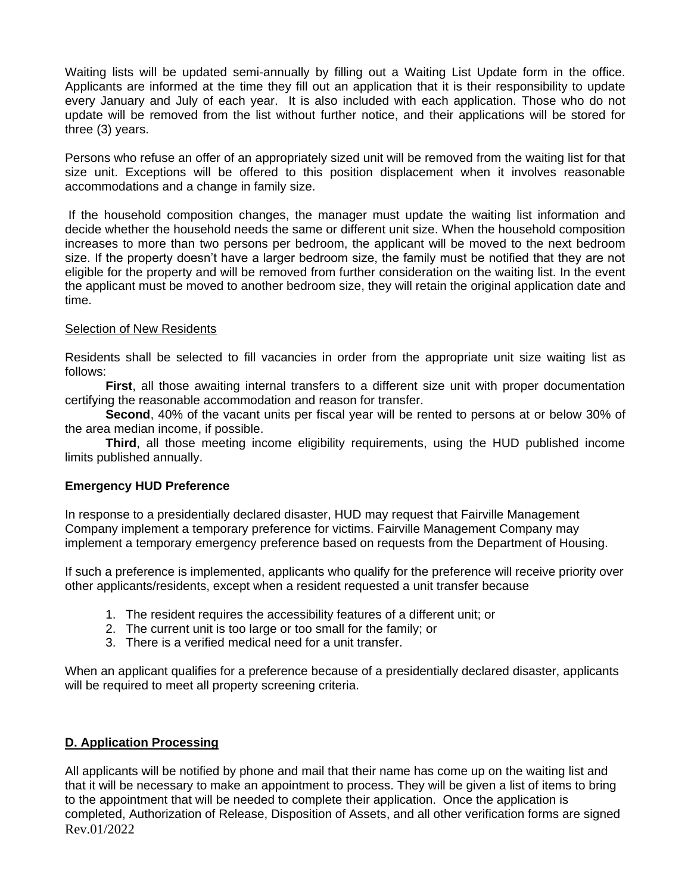Waiting lists will be updated semi-annually by filling out a Waiting List Update form in the office. Applicants are informed at the time they fill out an application that it is their responsibility to update every January and July of each year. It is also included with each application. Those who do not update will be removed from the list without further notice, and their applications will be stored for three (3) years.

Persons who refuse an offer of an appropriately sized unit will be removed from the waiting list for that size unit. Exceptions will be offered to this position displacement when it involves reasonable accommodations and a change in family size.

If the household composition changes, the manager must update the waiting list information and decide whether the household needs the same or different unit size. When the household composition increases to more than two persons per bedroom, the applicant will be moved to the next bedroom size. If the property doesn't have a larger bedroom size, the family must be notified that they are not eligible for the property and will be removed from further consideration on the waiting list. In the event the applicant must be moved to another bedroom size, they will retain the original application date and time.

Selection of New Residents

Residents shall be selected to fill vacancies in order from the appropriate unit size waiting list as follows:

**First**, all those awaiting internal transfers to a different size unit with proper documentation certifying the reasonable accommodation and reason for transfer.

**Second**, 40% of the vacant units per fiscal year will be rented to persons at or below 30% of the area median income, if possible.

**Third**, all those meeting income eligibility requirements, using the HUD published income limits published annually.

**Emergency HUD Preference**

In response to a presidentially declared disaster, HUD may request that Fairville Management Company implement a temporary preference for victims. Fairville Management Company may implement a temporary emergency preference based on requests from the Department of Housing.

If such a preference is implemented, applicants who qualify for the preference will receive priority over other applicants/residents, except when a resident requested a unit transfer because

1. The resident requires the accessibility features of a different unit; or
2. The current unit is too large or too small for the family; or
3. There is a verified medical need for a unit transfer.

When an applicant qualifies for a preference because of a presidentially declared disaster, applicants will be required to meet all property screening criteria.

## D. Application Processing

All applicants will be notified by phone and mail that their name has come up on the waiting list and that it will be necessary to make an appointment to process. They will be given a list of items to bring to the appointment that will be needed to complete their application. Once the application is completed, Authorization of Release, Disposition of Assets, and all other verification forms are signed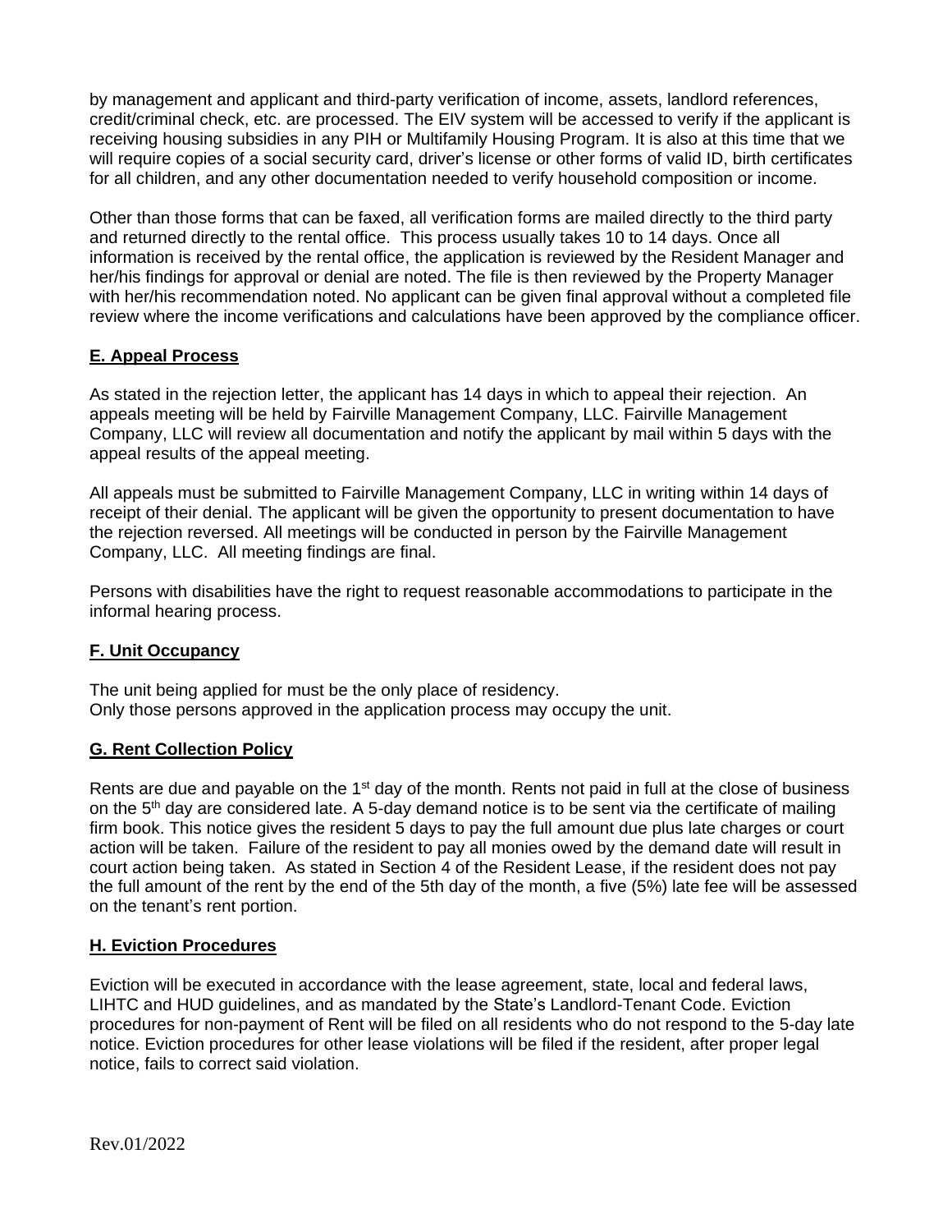by management and applicant and third-party verification of income, assets, landlord references, credit/criminal check, etc. are processed. The EIV system will be accessed to verify if the applicant is receiving housing subsidies in any PIH or Multifamily Housing Program. It is also at this time that we will require copies of a social security card, driver's license or other forms of valid ID, birth certificates for all children, and any other documentation needed to verify household composition or income.

Other than those forms that can be faxed, all verification forms are mailed directly to the third party and returned directly to the rental office. This process usually takes 10 to 14 days. Once all information is received by the rental office, the application is reviewed by the Resident Manager and her/his findings for approval or denial are noted. The file is then reviewed by the Property Manager with her/his recommendation noted. No applicant can be given final approval without a completed file review where the income verifications and calculations have been approved by the compliance officer.

## E. Appeal Process

As stated in the rejection letter, the applicant has 14 days in which to appeal their rejection. An appeals meeting will be held by Fairville Management Company, LLC. Fairville Management Company, LLC will review all documentation and notify the applicant by mail within 5 days with the appeal results of the appeal meeting.

All appeals must be submitted to Fairville Management Company, LLC in writing within 14 days of receipt of their denial. The applicant will be given the opportunity to present documentation to have the rejection reversed. All meetings will be conducted in person by the Fairville Management Company, LLC. All meeting findings are final.

Persons with disabilities have the right to request reasonable accommodations to participate in the informal hearing process.

## F. Unit Occupancy

The unit being applied for must be the only place of residency.
Only those persons approved in the application process may occupy the unit.

## G. Rent Collection Policy

Rents are due and payable on the 1st day of the month. Rents not paid in full at the close of business on the 5th day are considered late. A 5-day demand notice is to be sent via the certificate of mailing firm book. This notice gives the resident 5 days to pay the full amount due plus late charges or court action will be taken. Failure of the resident to pay all monies owed by the demand date will result in court action being taken. As stated in Section 4 of the Resident Lease, if the resident does not pay the full amount of the rent by the end of the 5th day of the month, a five (5%) late fee will be assessed on the tenant's rent portion.

## H. Eviction Procedures

Eviction will be executed in accordance with the lease agreement, state, local and federal laws, LIHTC and HUD guidelines, and as mandated by the State's Landlord-Tenant Code. Eviction procedures for non-payment of Rent will be filed on all residents who do not respond to the 5-day late notice. Eviction procedures for other lease violations will be filed if the resident, after proper legal notice, fails to correct said violation.

Rev.01/2022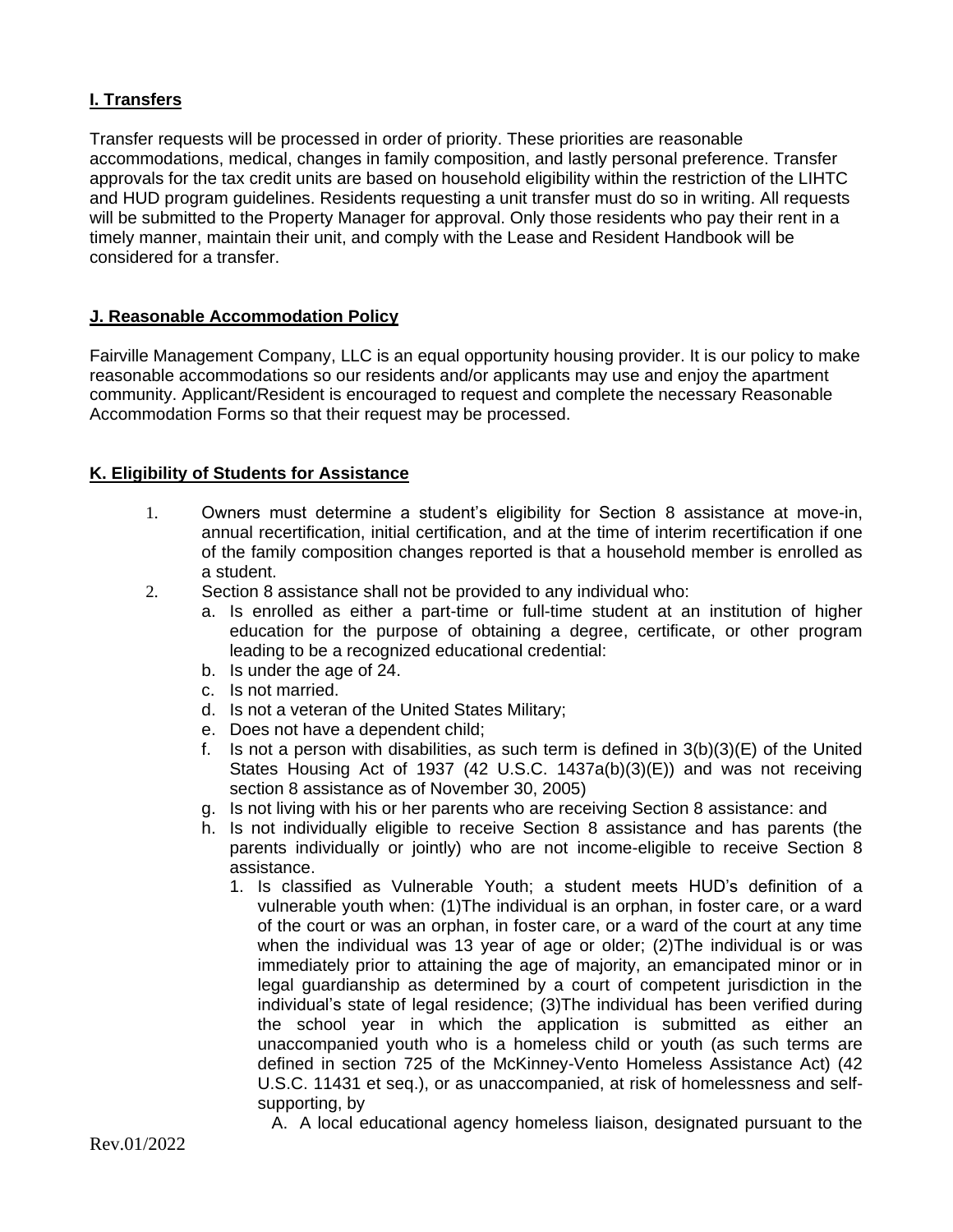## I. Transfers

Transfer requests will be processed in order of priority. These priorities are reasonable accommodations, medical, changes in family composition, and lastly personal preference. Transfer approvals for the tax credit units are based on household eligibility within the restriction of the LIHTC and HUD program guidelines. Residents requesting a unit transfer must do so in writing. All requests will be submitted to the Property Manager for approval. Only those residents who pay their rent in a timely manner, maintain their unit, and comply with the Lease and Resident Handbook will be considered for a transfer.

## J. Reasonable Accommodation Policy

Fairville Management Company, LLC is an equal opportunity housing provider. It is our policy to make reasonable accommodations so our residents and/or applicants may use and enjoy the apartment community. Applicant/Resident is encouraged to request and complete the necessary Reasonable Accommodation Forms so that their request may be processed.

## K. Eligibility of Students for Assistance

1. Owners must determine a student's eligibility for Section 8 assistance at move-in, annual recertification, initial certification, and at the time of interim recertification if one of the family composition changes reported is that a household member is enrolled as a student.
2. Section 8 assistance shall not be provided to any individual who:
   a. Is enrolled as either a part-time or full-time student at an institution of higher education for the purpose of obtaining a degree, certificate, or other program leading to be a recognized educational credential:
   b. Is under the age of 24.
   c. Is not married.
   d. Is not a veteran of the United States Military;
   e. Does not have a dependent child;
   f. Is not a person with disabilities, as such term is defined in 3(b)(3)(E) of the United States Housing Act of 1937 (42 U.S.C. 1437a(b)(3)(E)) and was not receiving section 8 assistance as of November 30, 2005)
   g. Is not living with his or her parents who are receiving Section 8 assistance: and
   h. Is not individually eligible to receive Section 8 assistance and has parents (the parents individually or jointly) who are not income-eligible to receive Section 8 assistance.
      1. Is classified as Vulnerable Youth; a student meets HUD's definition of a vulnerable youth when: (1)The individual is an orphan, in foster care, or a ward of the court or was an orphan, in foster care, or a ward of the court at any time when the individual was 13 year of age or older; (2)The individual is or was immediately prior to attaining the age of majority, an emancipated minor or in legal guardianship as determined by a court of competent jurisdiction in the individual's state of legal residence; (3)The individual has been verified during the school year in which the application is submitted as either an unaccompanied youth who is a homeless child or youth (as such terms are defined in section 725 of the McKinney-Vento Homeless Assistance Act) (42 U.S.C. 11431 et seq.), or as unaccompanied, at risk of homelessness and self-supporting, by
         A. A local educational agency homeless liaison, designated pursuant to the

Rev.01/2022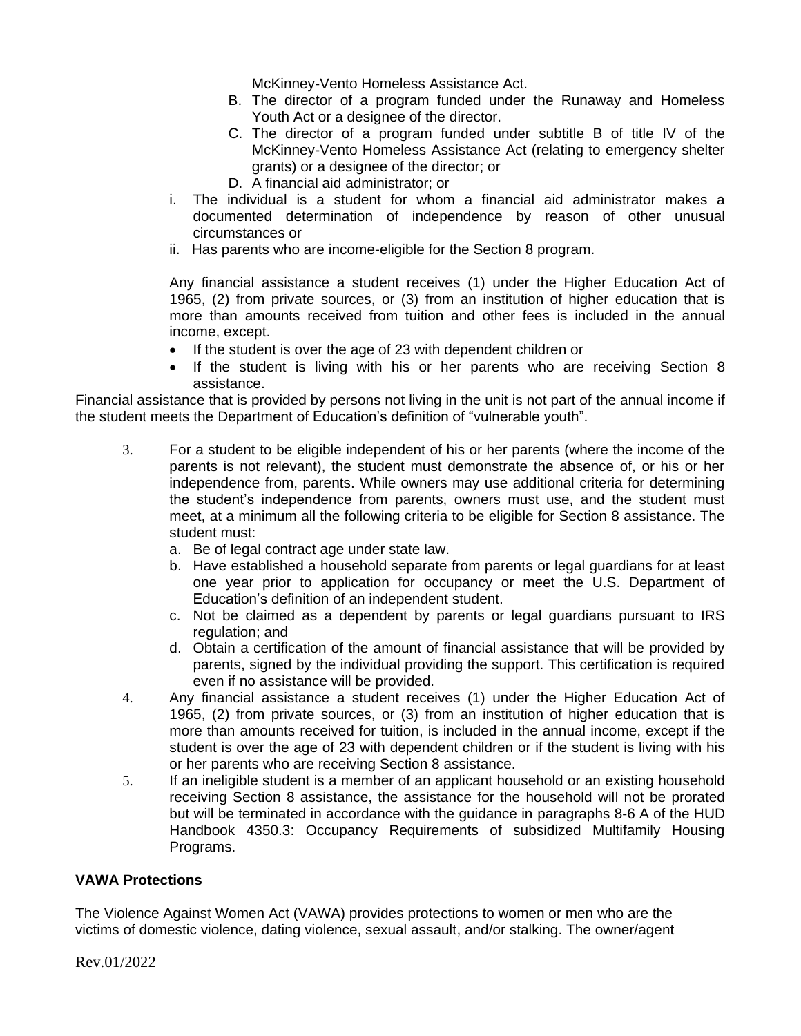McKinney-Vento Homeless Assistance Act.

B. The director of a program funded under the Runaway and Homeless Youth Act or a designee of the director.
C. The director of a program funded under subtitle B of title IV of the McKinney-Vento Homeless Assistance Act (relating to emergency shelter grants) or a designee of the director; or
D. A financial aid administrator; or

i. The individual is a student for whom a financial aid administrator makes a documented determination of independence by reason of other unusual circumstances or
ii. Has parents who are income-eligible for the Section 8 program.

Any financial assistance a student receives (1) under the Higher Education Act of 1965, (2) from private sources, or (3) from an institution of higher education that is more than amounts received from tuition and other fees is included in the annual income, except.

- If the student is over the age of 23 with dependent children or
- If the student is living with his or her parents who are receiving Section 8 assistance.

Financial assistance that is provided by persons not living in the unit is not part of the annual income if the student meets the Department of Education's definition of "vulnerable youth".

3. For a student to be eligible independent of his or her parents (where the income of the parents is not relevant), the student must demonstrate the absence of, or his or her independence from, parents. While owners may use additional criteria for determining the student's independence from parents, owners must use, and the student must meet, at a minimum all the following criteria to be eligible for Section 8 assistance. The student must:
   a. Be of legal contract age under state law.
   b. Have established a household separate from parents or legal guardians for at least one year prior to application for occupancy or meet the U.S. Department of Education's definition of an independent student.
   c. Not be claimed as a dependent by parents or legal guardians pursuant to IRS regulation; and
   d. Obtain a certification of the amount of financial assistance that will be provided by parents, signed by the individual providing the support. This certification is required even if no assistance will be provided.
4. Any financial assistance a student receives (1) under the Higher Education Act of 1965, (2) from private sources, or (3) from an institution of higher education that is more than amounts received for tuition, is included in the annual income, except if the student is over the age of 23 with dependent children or if the student is living with his or her parents who are receiving Section 8 assistance.
5. If an ineligible student is a member of an applicant household or an existing household receiving Section 8 assistance, the assistance for the household will not be prorated but will be terminated in accordance with the guidance in paragraphs 8-6 A of the HUD Handbook 4350.3: Occupancy Requirements of subsidized Multifamily Housing Programs.

**VAWA Protections**

The Violence Against Women Act (VAWA) provides protections to women or men who are the victims of domestic violence, dating violence, sexual assault, and/or stalking. The owner/agent

Rev.01/2022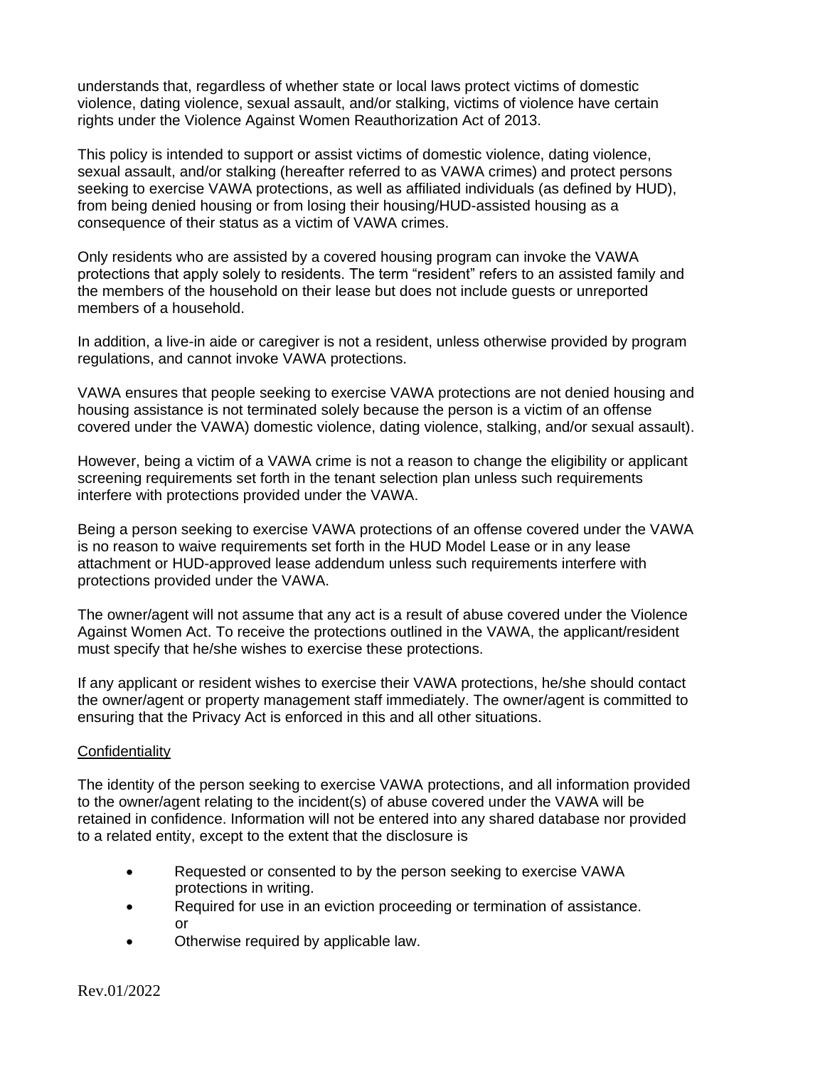understands that, regardless of whether state or local laws protect victims of domestic violence, dating violence, sexual assault, and/or stalking, victims of violence have certain rights under the Violence Against Women Reauthorization Act of 2013.

This policy is intended to support or assist victims of domestic violence, dating violence, sexual assault, and/or stalking (hereafter referred to as VAWA crimes) and protect persons seeking to exercise VAWA protections, as well as affiliated individuals (as defined by HUD), from being denied housing or from losing their housing/HUD-assisted housing as a consequence of their status as a victim of VAWA crimes.

Only residents who are assisted by a covered housing program can invoke the VAWA protections that apply solely to residents. The term "resident" refers to an assisted family and the members of the household on their lease but does not include guests or unreported members of a household.

In addition, a live-in aide or caregiver is not a resident, unless otherwise provided by program regulations, and cannot invoke VAWA protections.

VAWA ensures that people seeking to exercise VAWA protections are not denied housing and housing assistance is not terminated solely because the person is a victim of an offense covered under the VAWA) domestic violence, dating violence, stalking, and/or sexual assault).

However, being a victim of a VAWA crime is not a reason to change the eligibility or applicant screening requirements set forth in the tenant selection plan unless such requirements interfere with protections provided under the VAWA.

Being a person seeking to exercise VAWA protections of an offense covered under the VAWA is no reason to waive requirements set forth in the HUD Model Lease or in any lease attachment or HUD-approved lease addendum unless such requirements interfere with protections provided under the VAWA.

The owner/agent will not assume that any act is a result of abuse covered under the Violence Against Women Act. To receive the protections outlined in the VAWA, the applicant/resident must specify that he/she wishes to exercise these protections.

If any applicant or resident wishes to exercise their VAWA protections, he/she should contact the owner/agent or property management staff immediately. The owner/agent is committed to ensuring that the Privacy Act is enforced in this and all other situations.

Confidentiality

The identity of the person seeking to exercise VAWA protections, and all information provided to the owner/agent relating to the incident(s) of abuse covered under the VAWA will be retained in confidence. Information will not be entered into any shared database nor provided to a related entity, except to the extent that the disclosure is

- Requested or consented to by the person seeking to exercise VAWA protections in writing.
- Required for use in an eviction proceeding or termination of assistance. or
- Otherwise required by applicable law.

Rev.01/2022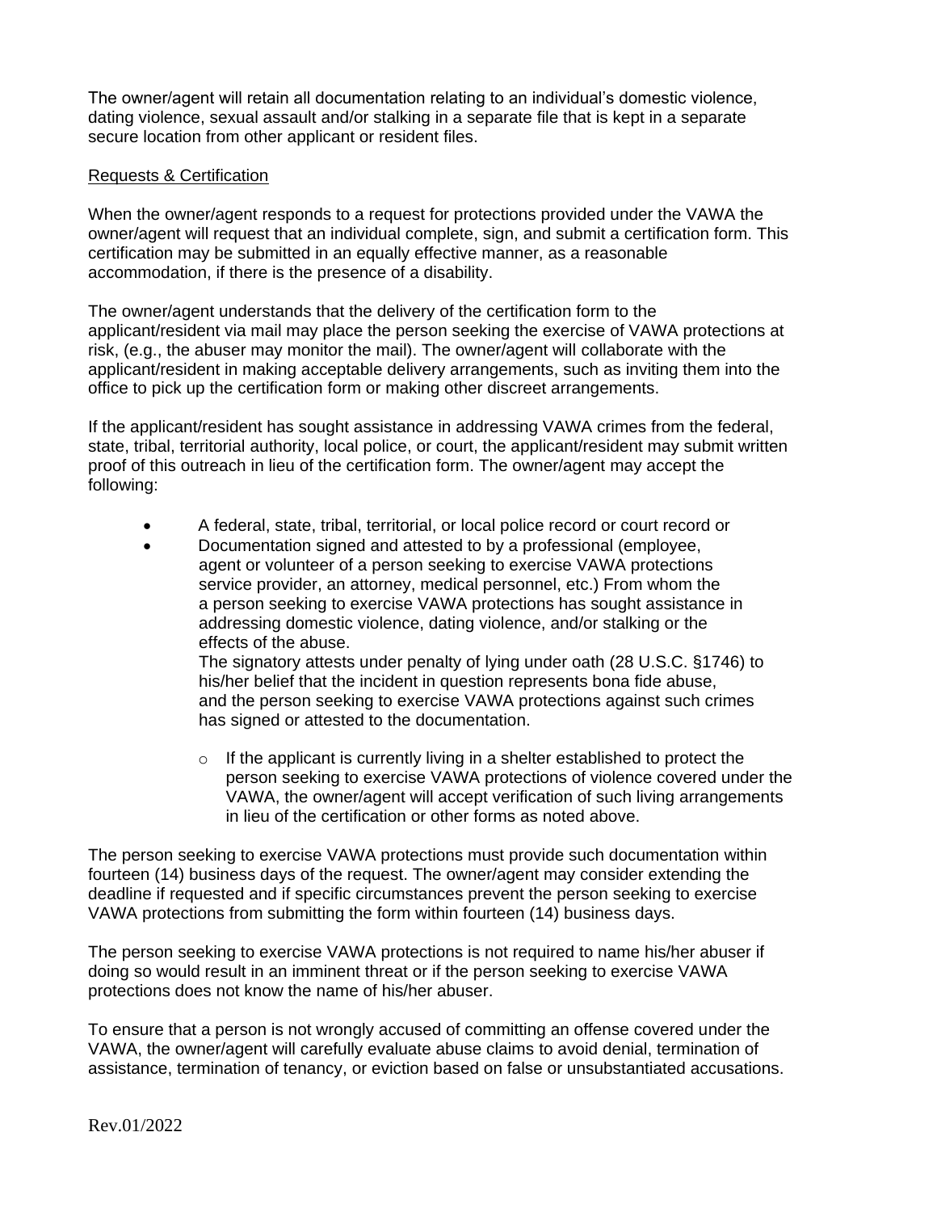The owner/agent will retain all documentation relating to an individual's domestic violence, dating violence, sexual assault and/or stalking in a separate file that is kept in a separate secure location from other applicant or resident files.

Requests & Certification

When the owner/agent responds to a request for protections provided under the VAWA the owner/agent will request that an individual complete, sign, and submit a certification form. This certification may be submitted in an equally effective manner, as a reasonable accommodation, if there is the presence of a disability.

The owner/agent understands that the delivery of the certification form to the applicant/resident via mail may place the person seeking the exercise of VAWA protections at risk, (e.g., the abuser may monitor the mail). The owner/agent will collaborate with the applicant/resident in making acceptable delivery arrangements, such as inviting them into the office to pick up the certification form or making other discreet arrangements.

If the applicant/resident has sought assistance in addressing VAWA crimes from the federal, state, tribal, territorial authority, local police, or court, the applicant/resident may submit written proof of this outreach in lieu of the certification form. The owner/agent may accept the following:

- A federal, state, tribal, territorial, or local police record or court record or
- Documentation signed and attested to by a professional (employee, agent or volunteer of a person seeking to exercise VAWA protections service provider, an attorney, medical personnel, etc.) From whom the a person seeking to exercise VAWA protections has sought assistance in addressing domestic violence, dating violence, and/or stalking or the effects of the abuse.
  The signatory attests under penalty of lying under oath (28 U.S.C. §1746) to his/her belief that the incident in question represents bona fide abuse, and the person seeking to exercise VAWA protections against such crimes has signed or attested to the documentation.
  - If the applicant is currently living in a shelter established to protect the person seeking to exercise VAWA protections of violence covered under the VAWA, the owner/agent will accept verification of such living arrangements in lieu of the certification or other forms as noted above.

The person seeking to exercise VAWA protections must provide such documentation within fourteen (14) business days of the request. The owner/agent may consider extending the deadline if requested and if specific circumstances prevent the person seeking to exercise VAWA protections from submitting the form within fourteen (14) business days.

The person seeking to exercise VAWA protections is not required to name his/her abuser if doing so would result in an imminent threat or if the person seeking to exercise VAWA protections does not know the name of his/her abuser.

To ensure that a person is not wrongly accused of committing an offense covered under the VAWA, the owner/agent will carefully evaluate abuse claims to avoid denial, termination of assistance, termination of tenancy, or eviction based on false or unsubstantiated accusations.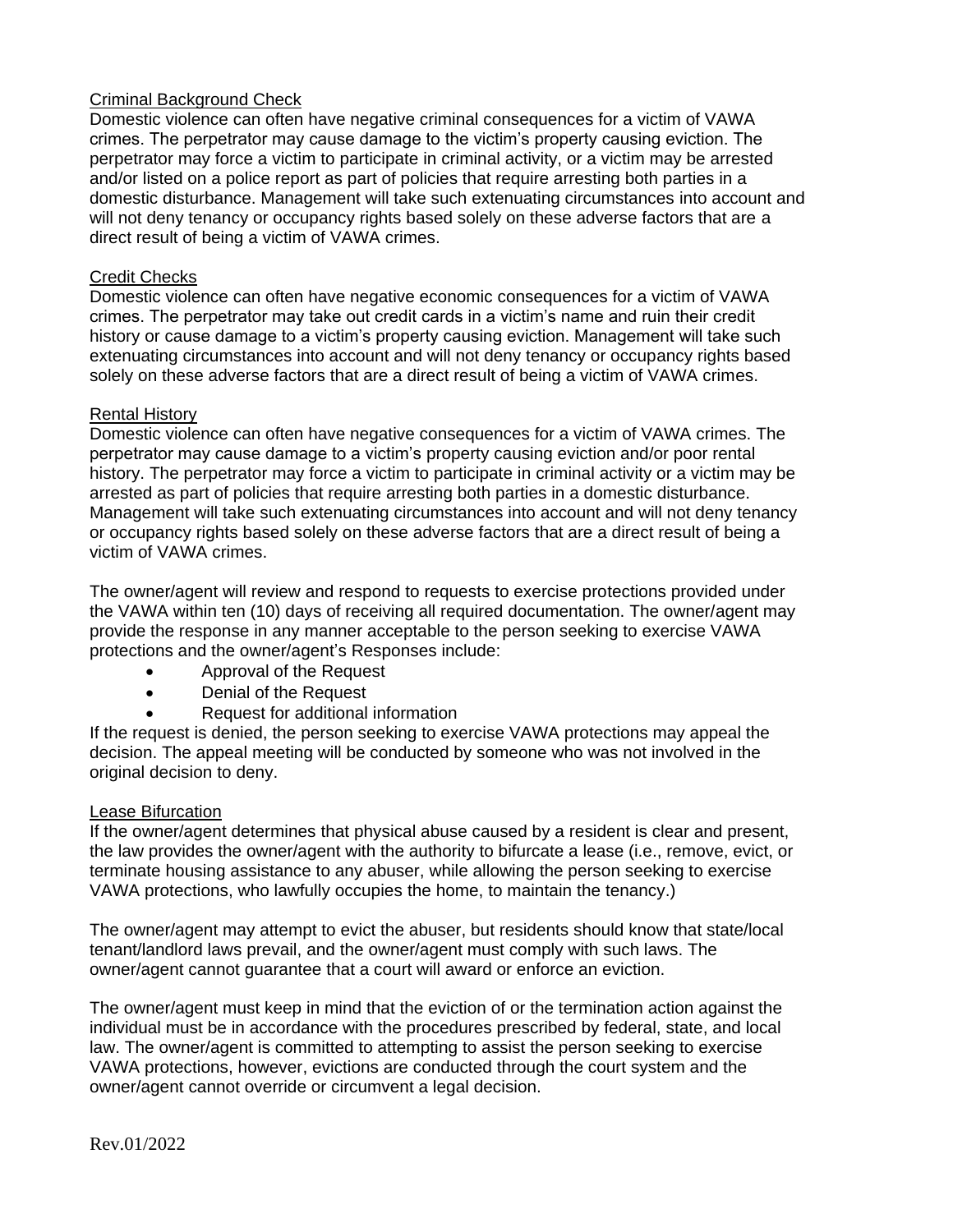<u>Criminal Background Check</u>
Domestic violence can often have negative criminal consequences for a victim of VAWA crimes. The perpetrator may cause damage to the victim's property causing eviction. The perpetrator may force a victim to participate in criminal activity, or a victim may be arrested and/or listed on a police report as part of policies that require arresting both parties in a domestic disturbance. Management will take such extenuating circumstances into account and will not deny tenancy or occupancy rights based solely on these adverse factors that are a direct result of being a victim of VAWA crimes.

<u>Credit Checks</u>
Domestic violence can often have negative economic consequences for a victim of VAWA crimes. The perpetrator may take out credit cards in a victim's name and ruin their credit history or cause damage to a victim's property causing eviction. Management will take such extenuating circumstances into account and will not deny tenancy or occupancy rights based solely on these adverse factors that are a direct result of being a victim of VAWA crimes.

<u>Rental History</u>
Domestic violence can often have negative consequences for a victim of VAWA crimes. The perpetrator may cause damage to a victim's property causing eviction and/or poor rental history. The perpetrator may force a victim to participate in criminal activity or a victim may be arrested as part of policies that require arresting both parties in a domestic disturbance. Management will take such extenuating circumstances into account and will not deny tenancy or occupancy rights based solely on these adverse factors that are a direct result of being a victim of VAWA crimes.

The owner/agent will review and respond to requests to exercise protections provided under the VAWA within ten (10) days of receiving all required documentation. The owner/agent may provide the response in any manner acceptable to the person seeking to exercise VAWA protections and the owner/agent's Responses include:

- Approval of the Request
- Denial of the Request
- Request for additional information

If the request is denied, the person seeking to exercise VAWA protections may appeal the decision. The appeal meeting will be conducted by someone who was not involved in the original decision to deny.

<u>Lease Bifurcation</u>
If the owner/agent determines that physical abuse caused by a resident is clear and present, the law provides the owner/agent with the authority to bifurcate a lease (i.e., remove, evict, or terminate housing assistance to any abuser, while allowing the person seeking to exercise VAWA protections, who lawfully occupies the home, to maintain the tenancy.)

The owner/agent may attempt to evict the abuser, but residents should know that state/local tenant/landlord laws prevail, and the owner/agent must comply with such laws. The owner/agent cannot guarantee that a court will award or enforce an eviction.

The owner/agent must keep in mind that the eviction of or the termination action against the individual must be in accordance with the procedures prescribed by federal, state, and local law. The owner/agent is committed to attempting to assist the person seeking to exercise VAWA protections, however, evictions are conducted through the court system and the owner/agent cannot override or circumvent a legal decision.

Rev.01/2022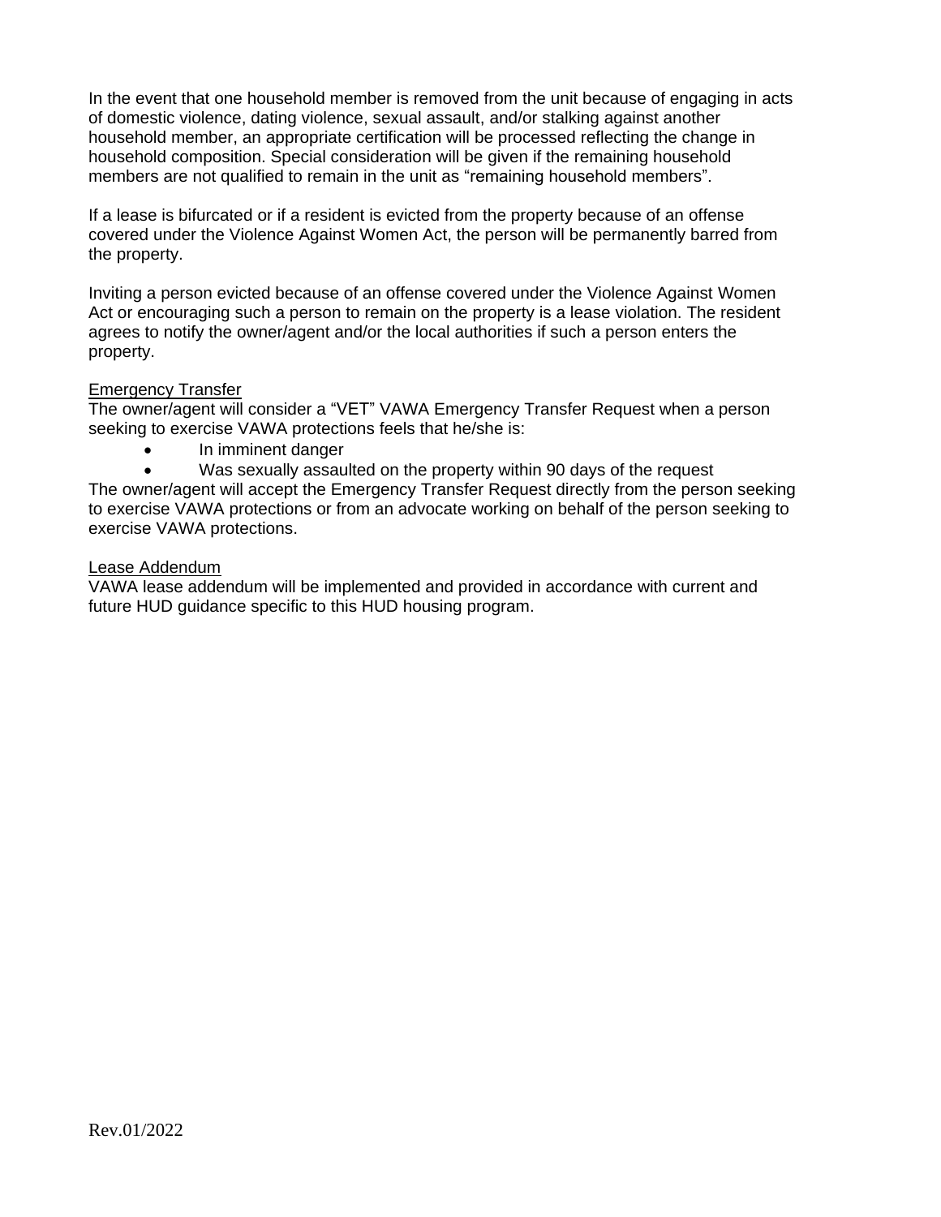In the event that one household member is removed from the unit because of engaging in acts of domestic violence, dating violence, sexual assault, and/or stalking against another household member, an appropriate certification will be processed reflecting the change in household composition. Special consideration will be given if the remaining household members are not qualified to remain in the unit as "remaining household members".

If a lease is bifurcated or if a resident is evicted from the property because of an offense covered under the Violence Against Women Act, the person will be permanently barred from the property.

Inviting a person evicted because of an offense covered under the Violence Against Women Act or encouraging such a person to remain on the property is a lease violation. The resident agrees to notify the owner/agent and/or the local authorities if such a person enters the property.

<u>Emergency Transfer</u>

The owner/agent will consider a "VET" VAWA Emergency Transfer Request when a person seeking to exercise VAWA protections feels that he/she is:

- In imminent danger
- Was sexually assaulted on the property within 90 days of the request

The owner/agent will accept the Emergency Transfer Request directly from the person seeking to exercise VAWA protections or from an advocate working on behalf of the person seeking to exercise VAWA protections.

<u>Lease Addendum</u>

VAWA lease addendum will be implemented and provided in accordance with current and future HUD guidance specific to this HUD housing program.